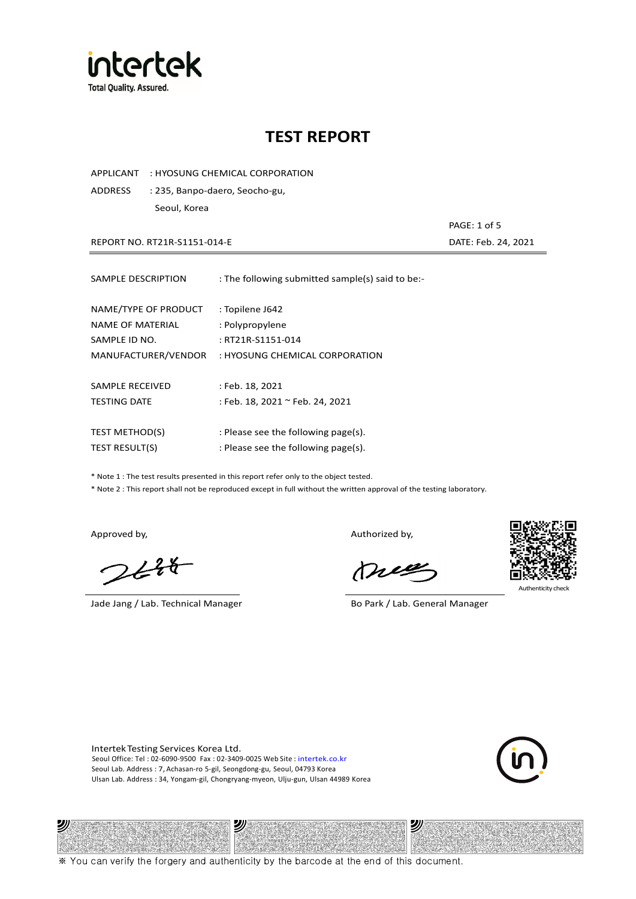intertek
Total Quality. Assured.

# TEST REPORT

APPLICANT : HYOSUNG CHEMICAL CORPORATION

ADDRESS : 235, Banpo-daero, Seocho-gu, Seoul, Korea

REPORT NO. RT21R-S1151-014-E

DATE: Feb. 24, 2021

| | |
|---|---|
| SAMPLE DESCRIPTION | : The following submitted sample(s) said to be:- |
| NAME/TYPE OF PRODUCT | : Topilene J642 |
| NAME OF MATERIAL | : Polypropylene |
| SAMPLE ID NO. | : RT21R-S1151-014 |
| MANUFACTURER/VENDOR | : HYOSUNG CHEMICAL CORPORATION |
| SAMPLE RECEIVED | : Feb. 18, 2021 |
| TESTING DATE | : Feb. 18, 2021 ~ Feb. 24, 2021 |
| TEST METHOD(S) | : Please see the following page(s). |
| TEST RESULT(S) | : Please see the following page(s). |

* Note 1 : The test results presented in this report refer only to the object tested.
* Note 2 : This report shall not be reproduced except in full without the written approval of the testing laboratory.

Approved by,

Jade Jang / Lab. Technical Manager

Authorized by,

Bo Park / Lab. General Manager

Authenticity check

Intertek Testing Services Korea Ltd.
Seoul Office: Tel : 02-6090-9500 Fax : 02-3409-0025 Web Site : intertek.co.kr
Seoul Lab. Address : 7, Achasan-ro 5-gil, Seongdong-gu, Seoul, 04793 Korea
Ulsan Lab. Address : 34, Yongam-gil, Chongryang-myeon, Ulju-gun, Ulsan 44989 Korea

※ You can verify the forgery and authenticity by the barcode at the end of this document.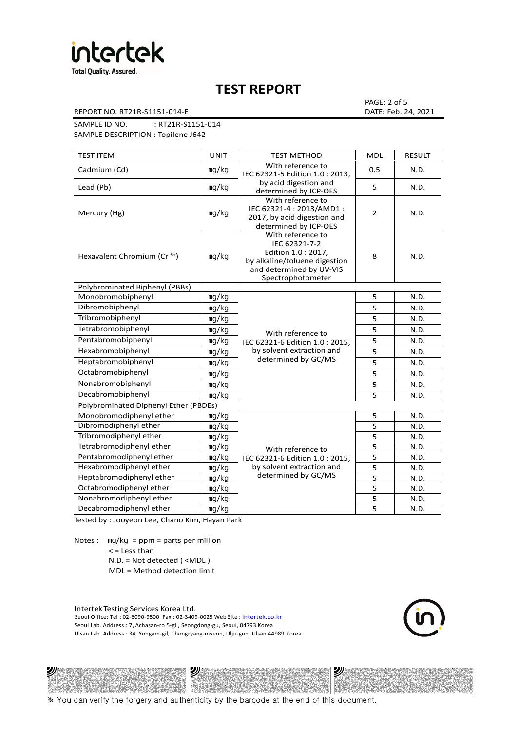# TEST REPORT

REPORT NO. RT21R-S1151-014-E

DATE: Feb. 24, 2021

SAMPLE ID NO. : RT21R-S1151-014

SAMPLE DESCRIPTION : Topilene J642

| TEST ITEM | UNIT | TEST METHOD | MDL | RESULT |
|---|---|---|---|---|
| Cadmium (Cd) | mg/kg | With reference to IEC 62321-5 Edition 1.0 : 2013, by acid digestion and determined by ICP-OES | 0.5 | N.D. |
| Lead (Pb) | mg/kg | | 5 | N.D. |
| Mercury (Hg) | mg/kg | With reference to IEC 62321-4 : 2013/AMD1 : 2017, by acid digestion and determined by ICP-OES | 2 | N.D. |
| Hexavalent Chromium ($Cr^{6+}$) | mg/kg | With reference to IEC 62321-7-2 Edition 1.0 : 2017, by alkaline/toluene digestion and determined by UV-VIS Spectrophotometer | 8 | N.D. |
| Polybrominated Biphenyl (PBBs) | | | | |
| Monobromobiphenyl | mg/kg | With reference to IEC 62321-6 Edition 1.0 : 2015, by solvent extraction and determined by GC/MS | 5 | N.D. |
| Dibromobiphenyl | mg/kg | | 5 | N.D. |
| Tribromobiphenyl | mg/kg | | 5 | N.D. |
| Tetrabromobiphenyl | mg/kg | | 5 | N.D. |
| Pentabromobiphenyl | mg/kg | | 5 | N.D. |
| Hexabromobiphenyl | mg/kg | | 5 | N.D. |
| Heptabromobiphenyl | mg/kg | | 5 | N.D. |
| Octabromobiphenyl | mg/kg | | 5 | N.D. |
| Nonabromobiphenyl | mg/kg | | 5 | N.D. |
| Decabromobiphenyl | mg/kg | | 5 | N.D. |
| Polybrominated Diphenyl Ether (PBDEs) | | | | |
| Monobromodiphenyl ether | mg/kg | With reference to IEC 62321-6 Edition 1.0 : 2015, by solvent extraction and determined by GC/MS | 5 | N.D. |
| Dibromodiphenyl ether | mg/kg | | 5 | N.D. |
| Tribromodiphenyl ether | mg/kg | | 5 | N.D. |
| Tetrabromodiphenyl ether | mg/kg | | 5 | N.D. |
| Pentabromodiphenyl ether | mg/kg | | 5 | N.D. |
| Hexabromodiphenyl ether | mg/kg | | 5 | N.D. |
| Heptabromodiphenyl ether | mg/kg | | 5 | N.D. |
| Octabromodiphenyl ether | mg/kg | | 5 | N.D. |
| Nonabromodiphenyl ether | mg/kg | | 5 | N.D. |
| Decabromodiphenyl ether | mg/kg | | 5 | N.D. |

Tested by : Jooyeon Lee, Chano Kim, Hayan Park

Notes : mg/kg = ppm = parts per million
< = Less than
N.D. = Not detected ( <MDL )
MDL = Method detection limit

Intertek Testing Services Korea Ltd.
Seoul Office: Tel : 02-6090-9500 Fax : 02-3409-0025 Web Site : intertek.co.kr
Seoul Lab. Address : 7, Achasan-ro 5-gil, Seongdong-gu, Seoul, 04793 Korea
Ulsan Lab. Address : 34, Yongam-gil, Chongryang-myeon, Ulju-gun, Ulsan 44989 Korea

※ You can verify the forgery and authenticity by the barcode at the end of this document.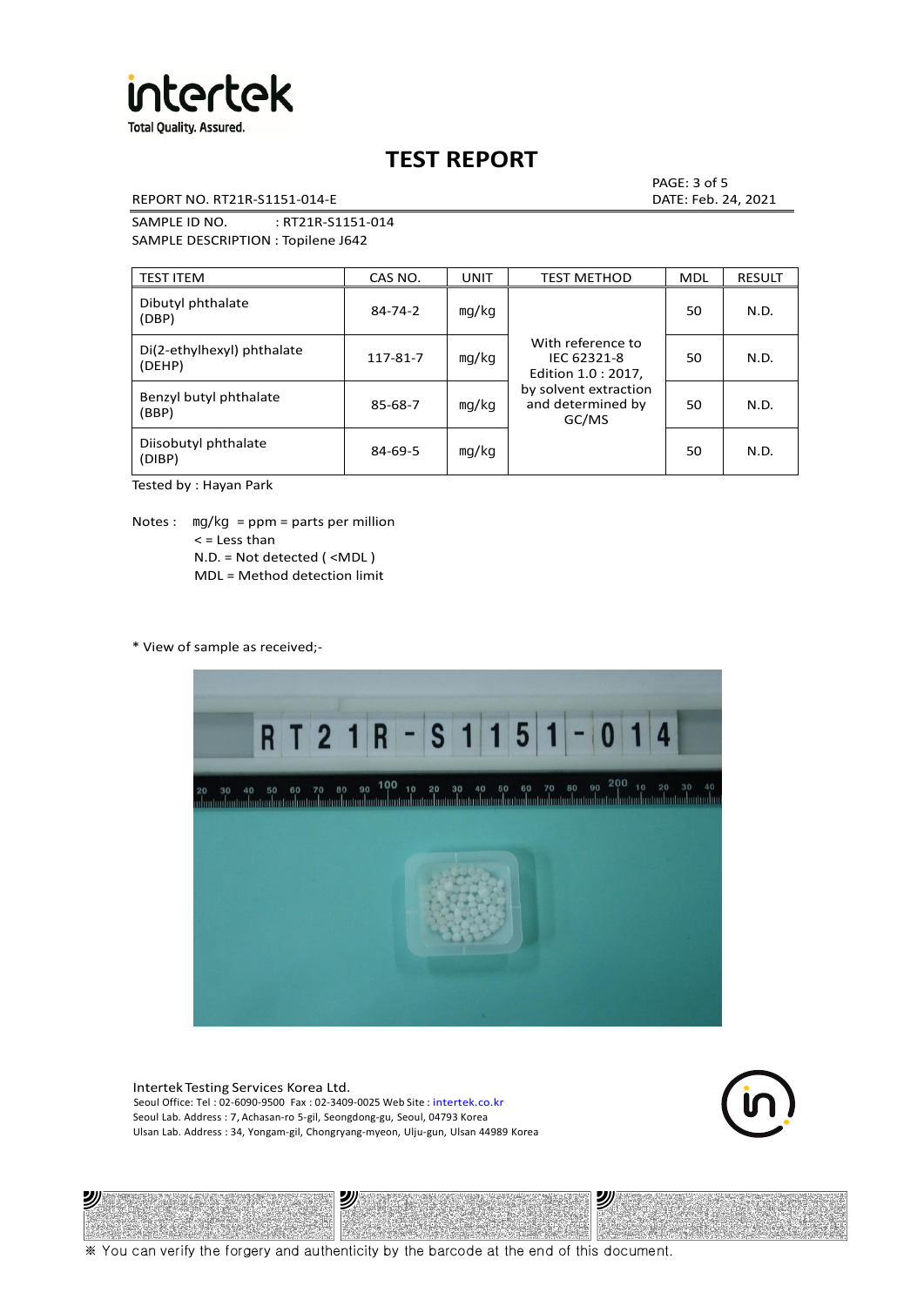# TEST REPORT

REPORT NO. RT21R-S1151-014-E

DATE: Feb. 24, 2021

SAMPLE ID NO. : RT21R-S1151-014

SAMPLE DESCRIPTION : Topilene J642

| TEST ITEM | CAS NO. | UNIT | TEST METHOD | MDL | RESULT |
|---|---|---|---|---|---|
| Dibutyl phthalate (DBP) | 84-74-2 | mg/kg | With reference to IEC 62321-8 Edition 1.0 : 2017, by solvent extraction and determined by GC/MS | 50 | N.D. |
| Di(2-ethylhexyl) phthalate (DEHP) | 117-81-7 | mg/kg | | 50 | N.D. |
| Benzyl butyl phthalate (BBP) | 85-68-7 | mg/kg | | 50 | N.D. |
| Diisobutyl phthalate (DIBP) | 84-69-5 | mg/kg | | 50 | N.D. |

Tested by : Hayan Park

Notes : mg/kg = ppm = parts per million
< = Less than
N.D. = Not detected ( <MDL )
MDL = Method detection limit

* View of sample as received;-

Intertek Testing Services Korea Ltd.
Seoul Office: Tel : 02-6090-9500 Fax : 02-3409-0025 Web Site : intertek.co.kr
Seoul Lab. Address : 7, Achasan-ro 5-gil, Seongdong-gu, Seoul, 04793 Korea
Ulsan Lab. Address : 34, Yongam-gil, Chongryang-myeon, Ulju-gun, Ulsan 44989 Korea

※ You can verify the forgery and authenticity by the barcode at the end of this document.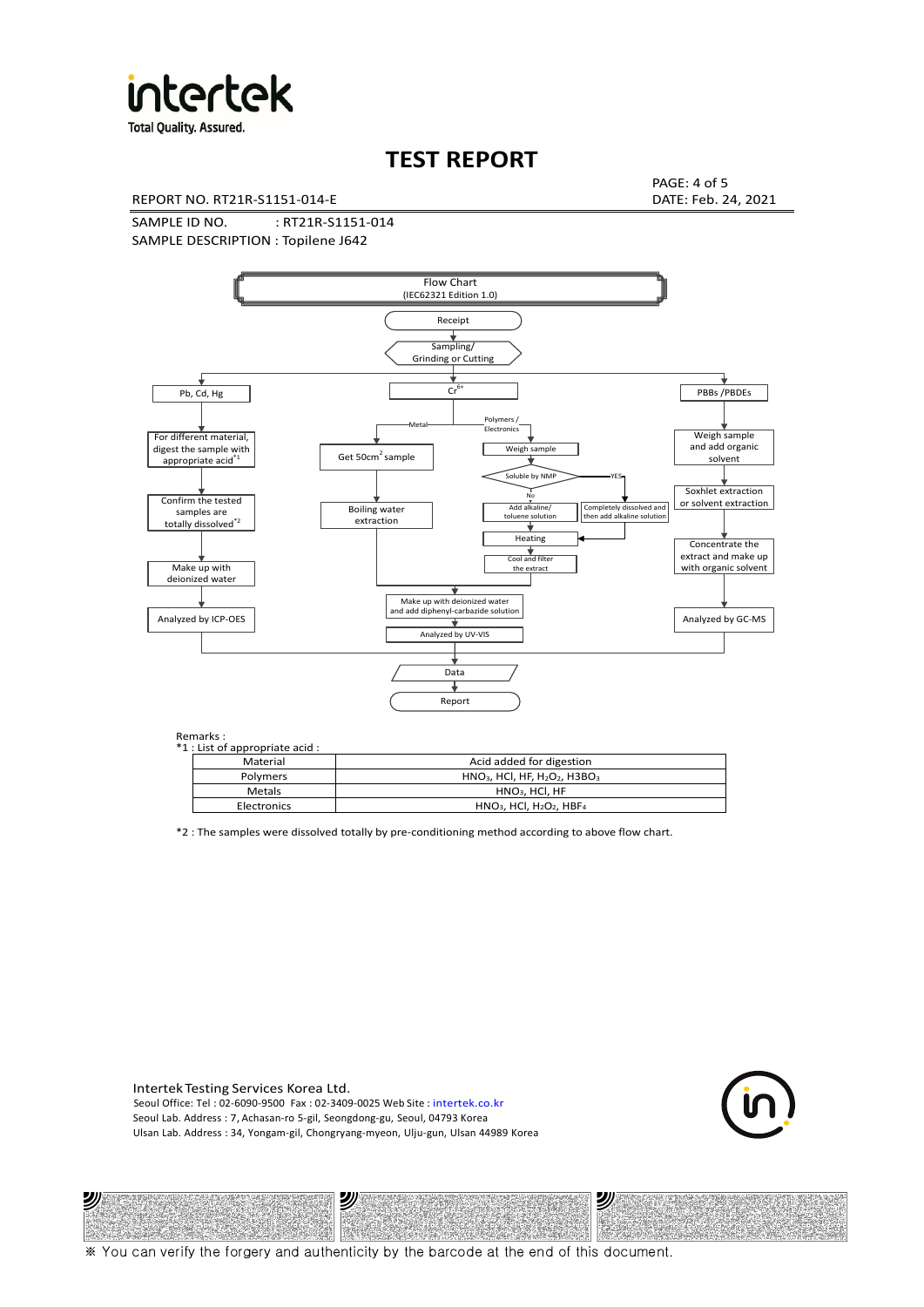# TEST REPORT

REPORT NO. RT21R-S1151-014-E

DATE: Feb. 24, 2021

SAMPLE ID NO. : RT21R-S1151-014

SAMPLE DESCRIPTION : Topilene J642

Flow Chart
(IEC62321 Edition 1.0)

Receipt → Sampling/ Grinding or Cutting

- **Pb, Cd, Hg**: For different material, digest the sample with appropriate acid*1 → Confirm the tested samples are totally dissolved*2 → Make up with deionized water → Analyzed by ICP-OES
- **$Cr^{6+}$**:
  - Metal: Get 50cm$^2$ sample → Boiling water extraction → Make up with deionized water and add diphenyl-carbazide solution → Analyzed by UV-VIS
  - Polymers / Electronics: Weigh sample → Soluble by NMP
    - No: Add alkaline/ toluene solution → Heating → Cool and filter the extract → Make up with deionized water and add diphenyl-carbazide solution → Analyzed by UV-VIS
    - YES: Completely dissolved and then add alkaline solution → Heating → Cool and filter the extract → Make up with deionized water and add diphenyl-carbazide solution → Analyzed by UV-VIS
- **PBBs /PBDEs**: Weigh sample and add organic solvent → Soxhlet extraction or solvent extraction → Concentrate the extract and make up with organic solvent → Analyzed by GC-MS

→ Data → Report

Remarks :

*1 : List of appropriate acid :

| Material | Acid added for digestion |
|---|---|
| Polymers | $HNO_3$, HCl, HF, $H_2O_2$, $H3BO_3$ |
| Metals | $HNO_3$, HCl, HF |
| Electronics | $HNO_3$, HCl, $H_2O_2$, $HBF_4$ |

*2 : The samples were dissolved totally by pre-conditioning method according to above flow chart.

Intertek Testing Services Korea Ltd.
Seoul Office: Tel : 02-6090-9500 Fax : 02-3409-0025 Web Site : intertek.co.kr
Seoul Lab. Address : 7, Achasan-ro 5-gil, Seongdong-gu, Seoul, 04793 Korea
Ulsan Lab. Address : 34, Yongam-gil, Chongryang-myeon, Ulju-gun, Ulsan 44989 Korea

※ You can verify the forgery and authenticity by the barcode at the end of this document.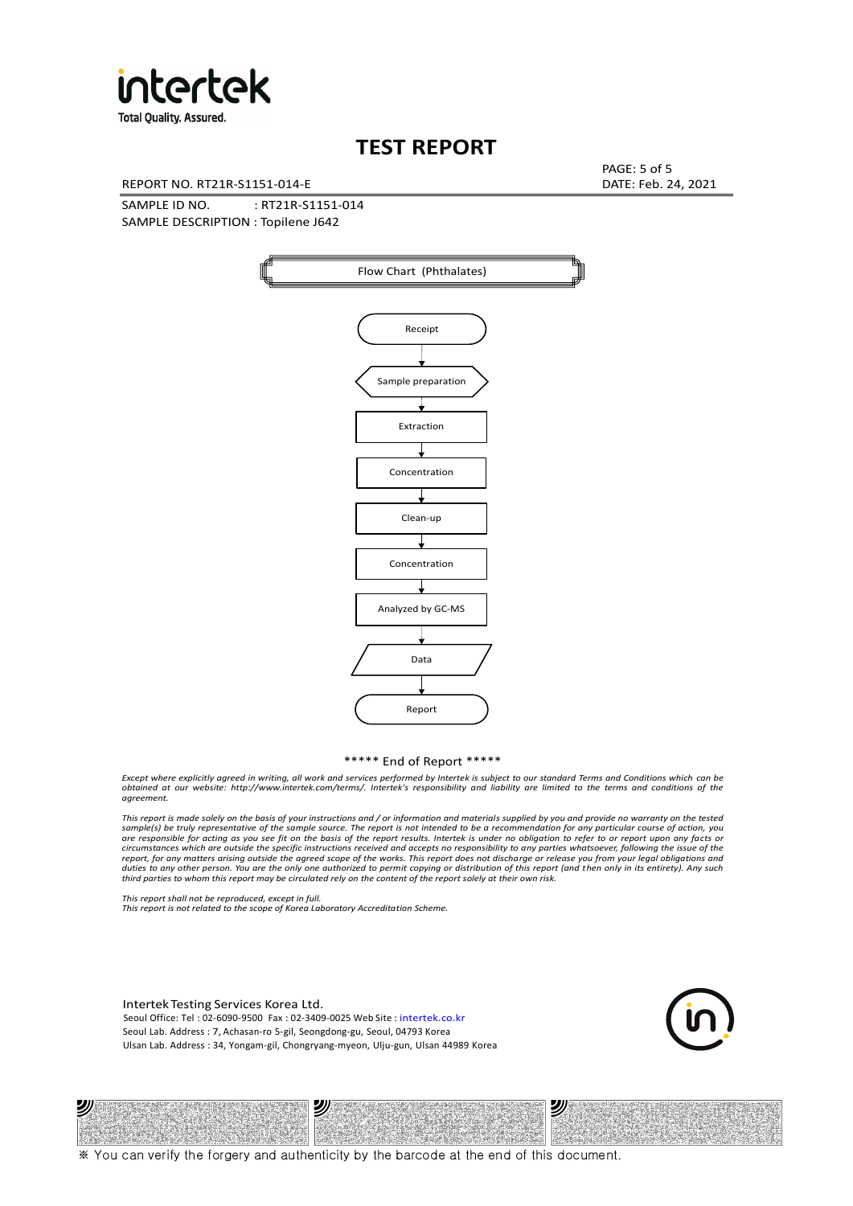# TEST REPORT

REPORT NO. RT21R-S1151-014-E

DATE: Feb. 24, 2021

SAMPLE ID NO. : RT21R-S1151-014

SAMPLE DESCRIPTION : Topilene J642

## Flow Chart (Phthalates)

Receipt

Sample preparation

Extraction

Concentration

Clean-up

Concentration

Analyzed by GC-MS

Data

Report

***** End of Report *****

*Except where explicitly agreed in writing, all work and services performed by Intertek is subject to our standard Terms and Conditions which can be obtained at our website: http://www.intertek.com/terms/. Intertek's responsibility and liability are limited to the terms and conditions of the agreement.*

*This report is made solely on the basis of your instructions and / or information and materials supplied by you and provide no warranty on the tested sample(s) be truly representative of the sample source. The report is not intended to be a recommendation for any particular course of action, you are responsible for acting as you see fit on the basis of the report results. Intertek is under no obligation to refer to or report upon any facts or circumstances which are outside the specific instructions received and accepts no responsibility to any parties whatsoever, following the issue of the report, for any matters arising outside the agreed scope of the works. This report does not discharge or release you from your legal obligations and duties to any other person. You are the only one authorized to permit copying or distribution of this report (and then only in its entirety). Any such third parties to whom this report may be circulated rely on the content of the report solely at their own risk.*

*This report shall not be reproduced, except in full.*
*This report is not related to the scope of Korea Laboratory Accreditation Scheme.*

Intertek Testing Services Korea Ltd.
Seoul Office: Tel : 02-6090-9500 Fax : 02-3409-0025 Web Site : intertek.co.kr
Seoul Lab. Address : 7, Achasan-ro 5-gil, Seongdong-gu, Seoul, 04793 Korea
Ulsan Lab. Address : 34, Yongam-gil, Chongryang-myeon, Ulju-gun, Ulsan 44989 Korea

※ You can verify the forgery and authenticity by the barcode at the end of this document.